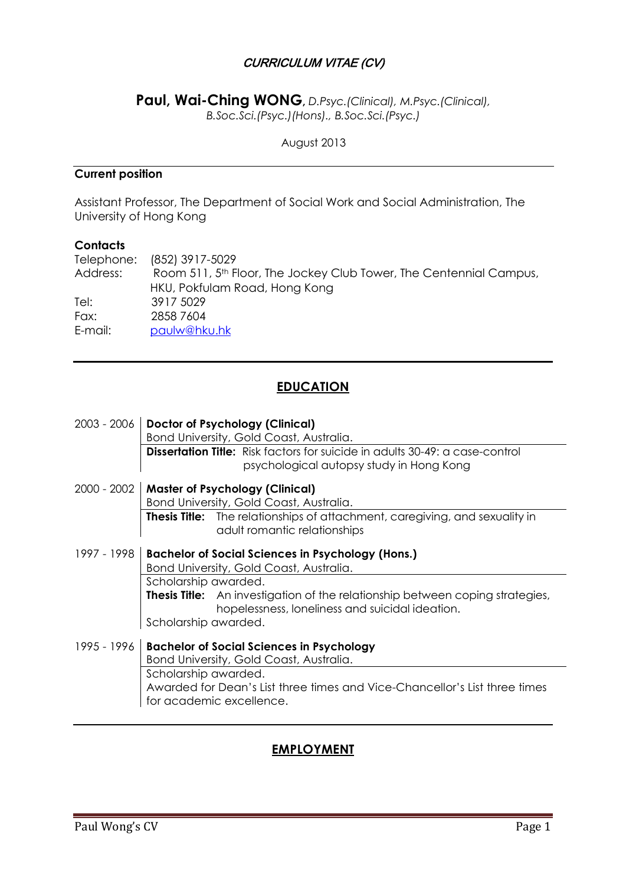# *CURRICULUM VITAE (CV)*

**Paul, Wai-Ching WONG**, *D.Psyc.(Clinical), M.Psyc.(Clinical), B.Soc.Sci.(Psyc.)(Hons)., B.Soc.Sci.(Psyc.)*

August 2013

---

**Current position**

Assistant Professor, The Department of Social Work and Social Administration, The University of Hong Kong

**Contacts**

Telephone: (852) 3917-5029
Address: Room 511, 5th Floor, The Jockey Club Tower, The Centennial Campus, HKU, Pokfulam Road, Hong Kong
Tel: 3917 5029
Fax: 2858 7604
E-mail: paulw@hku.hk

---

## EDUCATION

**2003 - 2006** | **Doctor of Psychology (Clinical)**
Bond University, Gold Coast, Australia.
**Dissertation Title:** Risk factors for suicide in adults 30-49: a case-control psychological autopsy study in Hong Kong

**2000 - 2002** | **Master of Psychology (Clinical)**
Bond University, Gold Coast, Australia.
**Thesis Title:** The relationships of attachment, caregiving, and sexuality in adult romantic relationships

**1997 - 1998** | **Bachelor of Social Sciences in Psychology (Hons.)**
Bond University, Gold Coast, Australia.
Scholarship awarded.
**Thesis Title:** An investigation of the relationship between coping strategies, hopelessness, loneliness and suicidal ideation.
Scholarship awarded.

**1995 - 1996** | **Bachelor of Social Sciences in Psychology**
Bond University, Gold Coast, Australia.
Scholarship awarded.
Awarded for Dean's List three times and Vice-Chancellor's List three times for academic excellence.

---

## EMPLOYMENT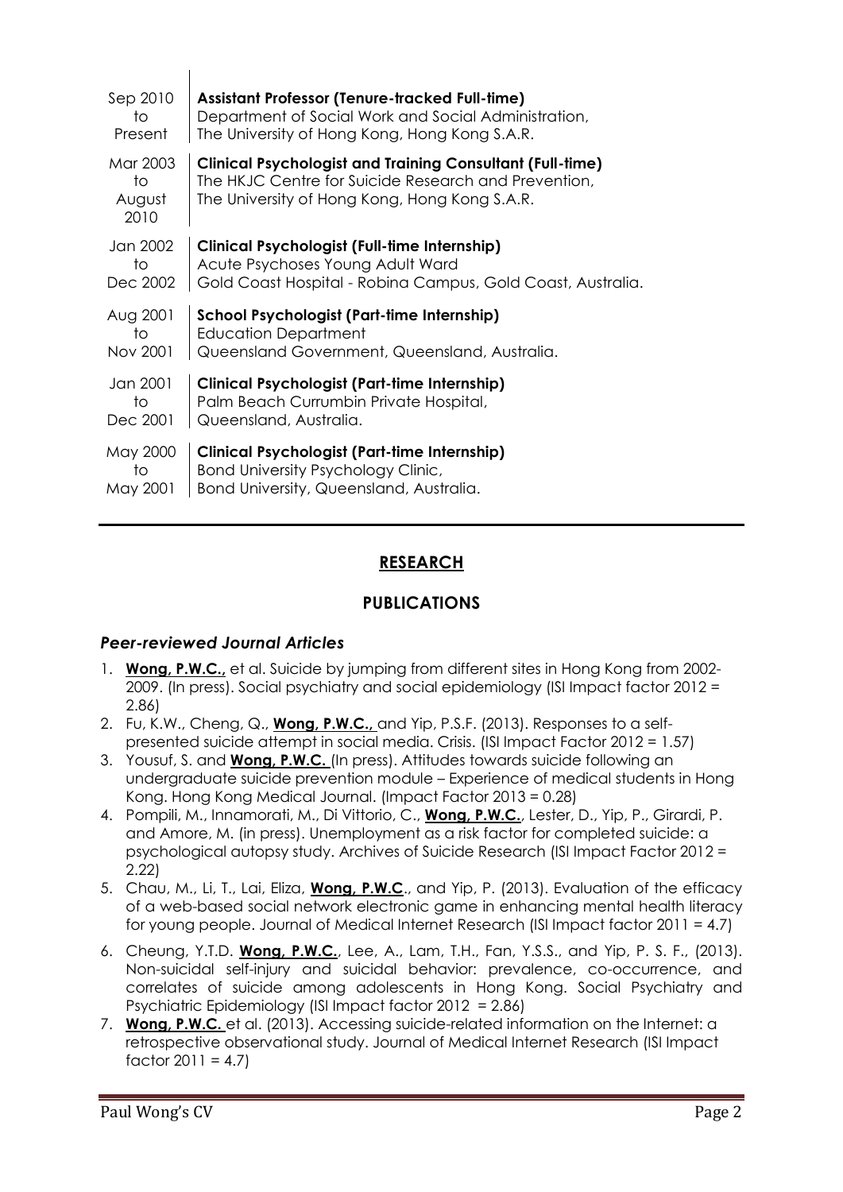| | |
|---|---|
| Sep 2010 to Present | **Assistant Professor (Tenure-tracked Full-time)**<br>Department of Social Work and Social Administration,<br>The University of Hong Kong, Hong Kong S.A.R. |
| Mar 2003 to August 2010 | **Clinical Psychologist and Training Consultant (Full-time)**<br>The HKJC Centre for Suicide Research and Prevention,<br>The University of Hong Kong, Hong Kong S.A.R. |
| Jan 2002 to Dec 2002 | **Clinical Psychologist (Full-time Internship)**<br>Acute Psychoses Young Adult Ward<br>Gold Coast Hospital - Robina Campus, Gold Coast, Australia. |
| Aug 2001 to Nov 2001 | **School Psychologist (Part-time Internship)**<br>Education Department<br>Queensland Government, Queensland, Australia. |
| Jan 2001 to Dec 2001 | **Clinical Psychologist (Part-time Internship)**<br>Palm Beach Currumbin Private Hospital,<br>Queensland, Australia. |
| May 2000 to May 2001 | **Clinical Psychologist (Part-time Internship)**<br>Bond University Psychology Clinic,<br>Bond University, Queensland, Australia. |

## RESEARCH

## PUBLICATIONS

### *Peer-reviewed Journal Articles*

1. **Wong, P.W.C.,** et al. Suicide by jumping from different sites in Hong Kong from 2002-2009. (In press). Social psychiatry and social epidemiology (ISI Impact factor 2012 = 2.86)
2. Fu, K.W., Cheng, Q., **Wong, P.W.C.,** and Yip, P.S.F. (2013). Responses to a self-presented suicide attempt in social media. Crisis. (ISI Impact Factor 2012 = 1.57)
3. Yousuf, S. and **Wong, P.W.C.** (In press). Attitudes towards suicide following an undergraduate suicide prevention module – Experience of medical students in Hong Kong. Hong Kong Medical Journal. (Impact Factor 2013 = 0.28)
4. Pompili, M., Innamorati, M., Di Vittorio, C., **Wong, P.W.C.**, Lester, D., Yip, P., Girardi, P. and Amore, M. (in press). Unemployment as a risk factor for completed suicide: a psychological autopsy study. Archives of Suicide Research (ISI Impact Factor 2012 = 2.22)
5. Chau, M., Li, T., Lai, Eliza, **Wong, P.W.C**., and Yip, P. (2013). Evaluation of the efficacy of a web-based social network electronic game in enhancing mental health literacy for young people. Journal of Medical Internet Research (ISI Impact factor 2011 = 4.7)
6. Cheung, Y.T.D. **Wong, P.W.C.**, Lee, A., Lam, T.H., Fan, Y.S.S., and Yip, P. S. F., (2013). Non-suicidal self-injury and suicidal behavior: prevalence, co-occurrence, and correlates of suicide among adolescents in Hong Kong. Social Psychiatry and Psychiatric Epidemiology (ISI Impact factor 2012 = 2.86)
7. **Wong, P.W.C.** et al. (2013). Accessing suicide-related information on the Internet: a retrospective observational study. Journal of Medical Internet Research (ISI Impact factor 2011 = 4.7)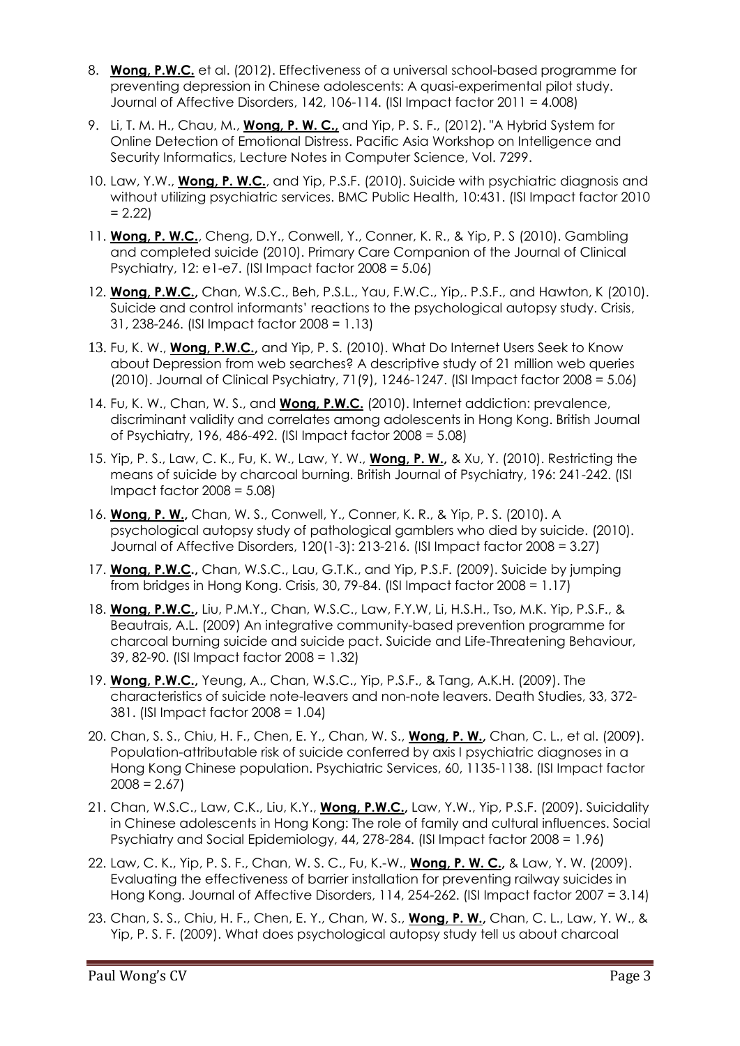8. **Wong, P.W.C.** et al. (2012). Effectiveness of a universal school-based programme for preventing depression in Chinese adolescents: A quasi-experimental pilot study. Journal of Affective Disorders, 142, 106-114. (ISI Impact factor 2011 = 4.008)

9. Li, T. M. H., Chau, M., **Wong, P. W. C.,** and Yip, P. S. F., (2012). "A Hybrid System for Online Detection of Emotional Distress. Pacific Asia Workshop on Intelligence and Security Informatics, Lecture Notes in Computer Science, Vol. 7299.

10. Law, Y.W., **Wong, P. W.C.**, and Yip, P.S.F. (2010). Suicide with psychiatric diagnosis and without utilizing psychiatric services. BMC Public Health, 10:431. (ISI Impact factor 2010 = 2.22)

11. **Wong, P. W.C.**, Cheng, D.Y., Conwell, Y., Conner, K. R., & Yip, P. S (2010). Gambling and completed suicide (2010). Primary Care Companion of the Journal of Clinical Psychiatry, 12: e1-e7. (ISI Impact factor 2008 = 5.06)

12. **Wong, P.W.C.,** Chan, W.S.C., Beh, P.S.L., Yau, F.W.C., Yip,. P.S.F., and Hawton, K (2010). Suicide and control informants' reactions to the psychological autopsy study. Crisis, 31, 238-246. (ISI Impact factor 2008 = 1.13)

13. Fu, K. W., **Wong, P.W.C.,** and Yip, P. S. (2010). What Do Internet Users Seek to Know about Depression from web searches? A descriptive study of 21 million web queries (2010). Journal of Clinical Psychiatry, 71(9), 1246-1247. (ISI Impact factor 2008 = 5.06)

14. Fu, K. W., Chan, W. S., and **Wong, P.W.C.** (2010). Internet addiction: prevalence, discriminant validity and correlates among adolescents in Hong Kong. British Journal of Psychiatry, 196, 486-492. (ISI Impact factor 2008 = 5.08)

15. Yip, P. S., Law, C. K., Fu, K. W., Law, Y. W., **Wong, P. W.,** & Xu, Y. (2010). Restricting the means of suicide by charcoal burning. British Journal of Psychiatry, 196: 241-242. (ISI Impact factor 2008 = 5.08)

16. **Wong, P. W.,** Chan, W. S., Conwell, Y., Conner, K. R., & Yip, P. S. (2010). A psychological autopsy study of pathological gamblers who died by suicide. (2010). Journal of Affective Disorders, 120(1-3): 213-216. (ISI Impact factor 2008 = 3.27)

17. **Wong, P.W.C.,** Chan, W.S.C., Lau, G.T.K., and Yip, P.S.F. (2009). Suicide by jumping from bridges in Hong Kong. Crisis, 30, 79-84. (ISI Impact factor 2008 = 1.17)

18. **Wong, P.W.C.,** Liu, P.M.Y., Chan, W.S.C., Law, F.Y.W, Li, H.S.H., Tso, M.K. Yip, P.S.F., & Beautrais, A.L. (2009) An integrative community-based prevention programme for charcoal burning suicide and suicide pact. Suicide and Life-Threatening Behaviour, 39, 82-90. (ISI Impact factor 2008 = 1.32)

19. **Wong, P.W.C.,** Yeung, A., Chan, W.S.C., Yip, P.S.F., & Tang, A.K.H. (2009). The characteristics of suicide note-leavers and non-note leavers. Death Studies, 33, 372-381. (ISI Impact factor 2008 = 1.04)

20. Chan, S. S., Chiu, H. F., Chen, E. Y., Chan, W. S., **Wong, P. W.,** Chan, C. L., et al. (2009). Population-attributable risk of suicide conferred by axis I psychiatric diagnoses in a Hong Kong Chinese population. Psychiatric Services, 60, 1135-1138. (ISI Impact factor 2008 = 2.67)

21. Chan, W.S.C., Law, C.K., Liu, K.Y., **Wong, P.W.C.,** Law, Y.W., Yip, P.S.F. (2009). Suicidality in Chinese adolescents in Hong Kong: The role of family and cultural influences. Social Psychiatry and Social Epidemiology, 44, 278-284. (ISI Impact factor 2008 = 1.96)

22. Law, C. K., Yip, P. S. F., Chan, W. S. C., Fu, K.-W., **Wong, P. W. C.,** & Law, Y. W. (2009). Evaluating the effectiveness of barrier installation for preventing railway suicides in Hong Kong. Journal of Affective Disorders, 114, 254-262. (ISI Impact factor 2007 = 3.14)

23. Chan, S. S., Chiu, H. F., Chen, E. Y., Chan, W. S., **Wong, P. W.,** Chan, C. L., Law, Y. W., & Yip, P. S. F. (2009). What does psychological autopsy study tell us about charcoal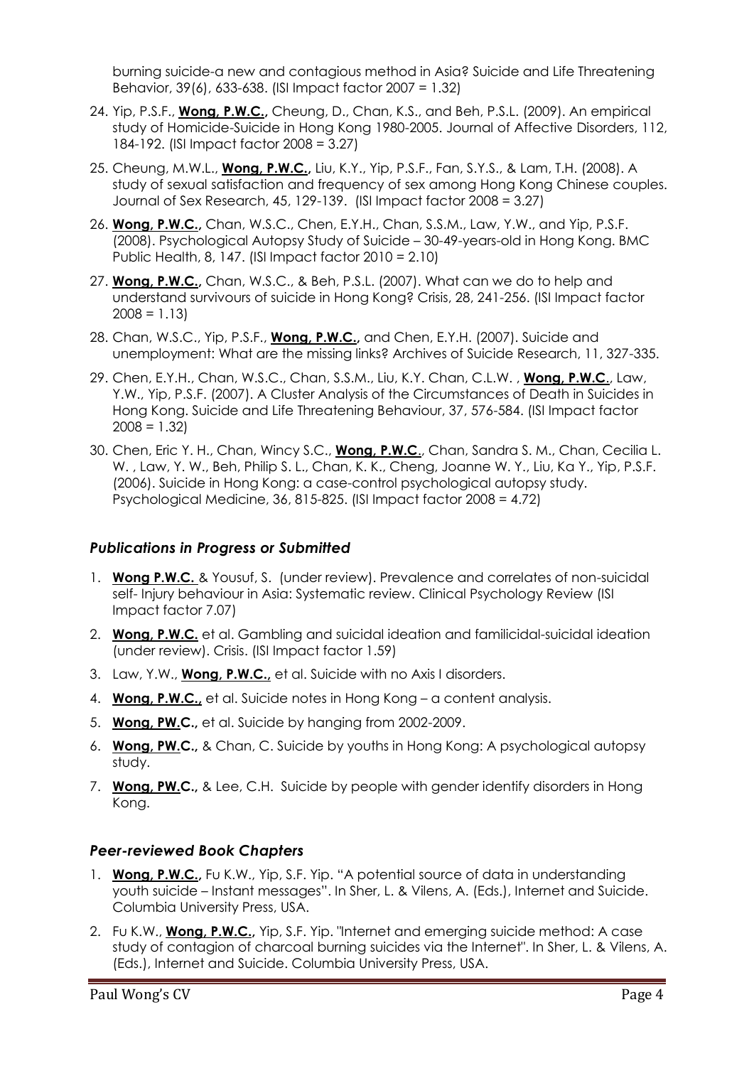burning suicide-a new and contagious method in Asia? Suicide and Life Threatening Behavior, 39(6), 633-638. (ISI Impact factor 2007 = 1.32)

24. Yip, P.S.F., **Wong, P.W.C.**, Cheung, D., Chan, K.S., and Beh, P.S.L. (2009). An empirical study of Homicide-Suicide in Hong Kong 1980-2005. Journal of Affective Disorders, 112, 184-192. (ISI Impact factor 2008 = 3.27)
25. Cheung, M.W.L., **Wong, P.W.C.,** Liu, K.Y., Yip, P.S.F., Fan, S.Y.S., & Lam, T.H. (2008). A study of sexual satisfaction and frequency of sex among Hong Kong Chinese couples. Journal of Sex Research, 45, 129-139. (ISI Impact factor 2008 = 3.27)
26. **Wong, P.W.C.,** Chan, W.S.C., Chen, E.Y.H., Chan, S.S.M., Law, Y.W., and Yip, P.S.F. (2008). Psychological Autopsy Study of Suicide – 30-49-years-old in Hong Kong. BMC Public Health, 8, 147. (ISI Impact factor 2010 = 2.10)
27. **Wong, P.W.C.,** Chan, W.S.C., & Beh, P.S.L. (2007). What can we do to help and understand survivours of suicide in Hong Kong? Crisis, 28, 241-256. (ISI Impact factor 2008 = 1.13)
28. Chan, W.S.C., Yip, P.S.F., **Wong, P.W.C.,** and Chen, E.Y.H. (2007). Suicide and unemployment: What are the missing links? Archives of Suicide Research, 11, 327-335.
29. Chen, E.Y.H., Chan, W.S.C., Chan, S.S.M., Liu, K.Y. Chan, C.L.W. , **Wong, P.W.C.**, Law, Y.W., Yip, P.S.F. (2007). A Cluster Analysis of the Circumstances of Death in Suicides in Hong Kong. Suicide and Life Threatening Behaviour, 37, 576-584. (ISI Impact factor 2008 = 1.32)
30. Chen, Eric Y. H., Chan, Wincy S.C., **Wong, P.W.C**., Chan, Sandra S. M., Chan, Cecilia L. W. , Law, Y. W., Beh, Philip S. L., Chan, K. K., Cheng, Joanne W. Y., Liu, Ka Y., Yip, P.S.F. (2006). Suicide in Hong Kong: a case-control psychological autopsy study. Psychological Medicine, 36, 815-825. (ISI Impact factor 2008 = 4.72)

### *Publications in Progress or Submitted*

1. **Wong P.W.C.** & Yousuf, S. (under review). Prevalence and correlates of non-suicidal self- Injury behaviour in Asia: Systematic review. Clinical Psychology Review (ISI Impact factor 7.07)
2. **Wong, P.W.C.** et al. Gambling and suicidal ideation and familicidal-suicidal ideation (under review). Crisis. (ISI Impact factor 1.59)
3. Law, Y.W., **Wong, P.W.C.,** et al. Suicide with no Axis I disorders.
4. **Wong, P.W.C.,** et al. Suicide notes in Hong Kong – a content analysis.
5. **Wong, PW.C.,** et al. Suicide by hanging from 2002-2009.
6. **Wong, PW.C.,** & Chan, C. Suicide by youths in Hong Kong: A psychological autopsy study.
7. **Wong, PW.C.,** & Lee, C.H. Suicide by people with gender identify disorders in Hong Kong.

### *Peer-reviewed Book Chapters*

1. **Wong, P.W.C.,** Fu K.W., Yip, S.F. Yip. "A potential source of data in understanding youth suicide – Instant messages". In Sher, L. & Vilens, A. (Eds.), Internet and Suicide. Columbia University Press, USA.
2. Fu K.W., **Wong, P.W.C.,** Yip, S.F. Yip. "Internet and emerging suicide method: A case study of contagion of charcoal burning suicides via the Internet". In Sher, L. & Vilens, A. (Eds.), Internet and Suicide. Columbia University Press, USA.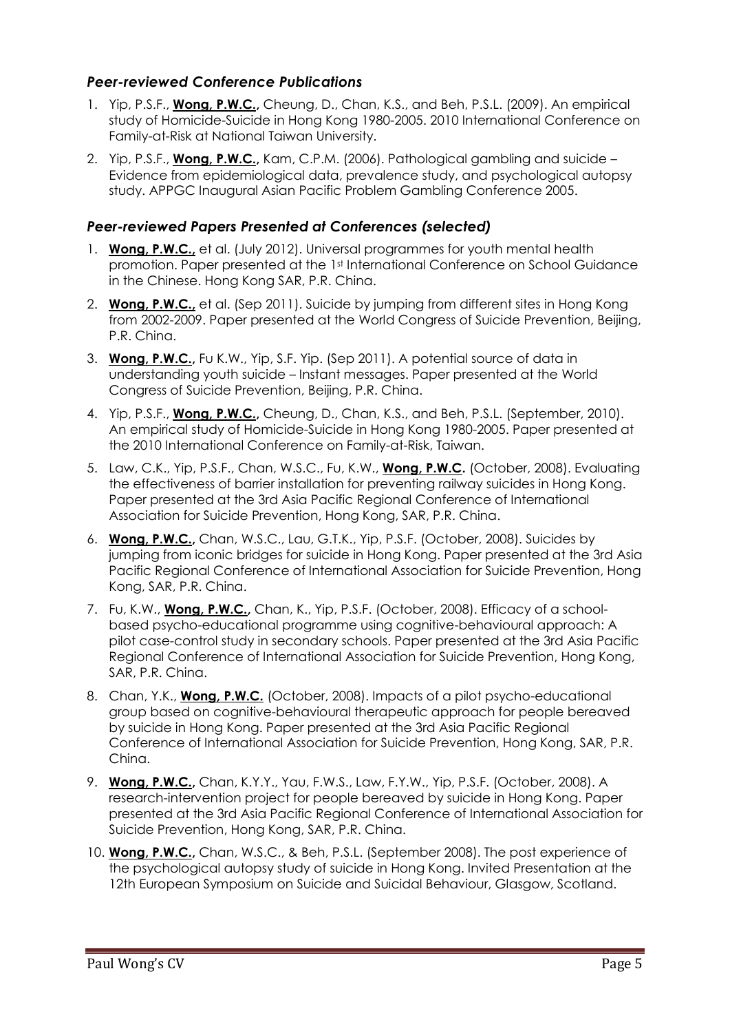### *Peer-reviewed Conference Publications*

1. Yip, P.S.F., **Wong, P.W.C.,** Cheung, D., Chan, K.S., and Beh, P.S.L. (2009). An empirical study of Homicide-Suicide in Hong Kong 1980-2005. 2010 International Conference on Family-at-Risk at National Taiwan University.
2. Yip, P.S.F., **Wong, P.W.C.,** Kam, C.P.M. (2006). Pathological gambling and suicide – Evidence from epidemiological data, prevalence study, and psychological autopsy study. APPGC Inaugural Asian Pacific Problem Gambling Conference 2005.

### *Peer-reviewed Papers Presented at Conferences (selected)*

1. **Wong, P.W.C.,** et al. (July 2012). Universal programmes for youth mental health promotion. Paper presented at the 1st International Conference on School Guidance in the Chinese. Hong Kong SAR, P.R. China.
2. **Wong, P.W.C.,** et al. (Sep 2011). Suicide by jumping from different sites in Hong Kong from 2002-2009. Paper presented at the World Congress of Suicide Prevention, Beijing, P.R. China.
3. **Wong, P.W.C.,** Fu K.W., Yip, S.F. Yip. (Sep 2011). A potential source of data in understanding youth suicide – Instant messages. Paper presented at the World Congress of Suicide Prevention, Beijing, P.R. China.
4. Yip, P.S.F., **Wong, P.W.C.,** Cheung, D., Chan, K.S., and Beh, P.S.L. (September, 2010). An empirical study of Homicide-Suicide in Hong Kong 1980-2005. Paper presented at the 2010 International Conference on Family-at-Risk, Taiwan.
5. Law, C.K., Yip, P.S.F., Chan, W.S.C., Fu, K.W., **Wong, P.W.C.** (October, 2008). Evaluating the effectiveness of barrier installation for preventing railway suicides in Hong Kong. Paper presented at the 3rd Asia Pacific Regional Conference of International Association for Suicide Prevention, Hong Kong, SAR, P.R. China.
6. **Wong, P.W.C.,** Chan, W.S.C., Lau, G.T.K., Yip, P.S.F. (October, 2008). Suicides by jumping from iconic bridges for suicide in Hong Kong. Paper presented at the 3rd Asia Pacific Regional Conference of International Association for Suicide Prevention, Hong Kong, SAR, P.R. China.
7. Fu, K.W., **Wong, P.W.C.,** Chan, K., Yip, P.S.F. (October, 2008). Efficacy of a school-based psycho-educational programme using cognitive-behavioural approach: A pilot case-control study in secondary schools. Paper presented at the 3rd Asia Pacific Regional Conference of International Association for Suicide Prevention, Hong Kong, SAR, P.R. China.
8. Chan, Y.K., **Wong, P.W.C.** (October, 2008). Impacts of a pilot psycho-educational group based on cognitive-behavioural therapeutic approach for people bereaved by suicide in Hong Kong. Paper presented at the 3rd Asia Pacific Regional Conference of International Association for Suicide Prevention, Hong Kong, SAR, P.R. China.
9. **Wong, P.W.C.,** Chan, K.Y.Y., Yau, F.W.S., Law, F.Y.W., Yip, P.S.F. (October, 2008). A research-intervention project for people bereaved by suicide in Hong Kong. Paper presented at the 3rd Asia Pacific Regional Conference of International Association for Suicide Prevention, Hong Kong, SAR, P.R. China.
10. **Wong, P.W.C.,** Chan, W.S.C., & Beh, P.S.L. (September 2008). The post experience of the psychological autopsy study of suicide in Hong Kong. Invited Presentation at the 12th European Symposium on Suicide and Suicidal Behaviour, Glasgow, Scotland.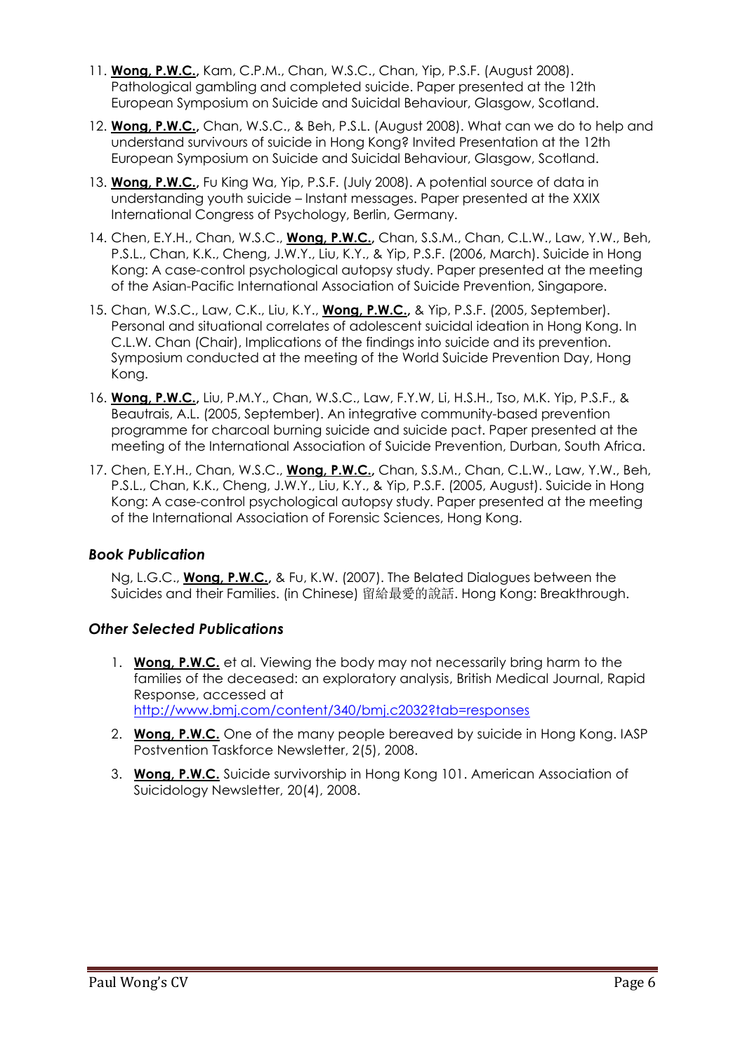11. **Wong, P.W.C.,** Kam, C.P.M., Chan, W.S.C., Chan, Yip, P.S.F. (August 2008). Pathological gambling and completed suicide. Paper presented at the 12th European Symposium on Suicide and Suicidal Behaviour, Glasgow, Scotland.
12. **Wong, P.W.C.,** Chan, W.S.C., & Beh, P.S.L. (August 2008). What can we do to help and understand survivours of suicide in Hong Kong? Invited Presentation at the 12th European Symposium on Suicide and Suicidal Behaviour, Glasgow, Scotland.
13. **Wong, P.W.C.,** Fu King Wa, Yip, P.S.F. (July 2008). A potential source of data in understanding youth suicide – Instant messages. Paper presented at the XXIX International Congress of Psychology, Berlin, Germany.
14. Chen, E.Y.H., Chan, W.S.C., **Wong, P.W.C.,** Chan, S.S.M., Chan, C.L.W., Law, Y.W., Beh, P.S.L., Chan, K.K., Cheng, J.W.Y., Liu, K.Y., & Yip, P.S.F. (2006, March). Suicide in Hong Kong: A case-control psychological autopsy study. Paper presented at the meeting of the Asian-Pacific International Association of Suicide Prevention, Singapore.
15. Chan, W.S.C., Law, C.K., Liu, K.Y., **Wong, P.W.C.,** & Yip, P.S.F. (2005, September). Personal and situational correlates of adolescent suicidal ideation in Hong Kong. In C.L.W. Chan (Chair), Implications of the findings into suicide and its prevention. Symposium conducted at the meeting of the World Suicide Prevention Day, Hong Kong.
16. **Wong, P.W.C.,** Liu, P.M.Y., Chan, W.S.C., Law, F.Y.W, Li, H.S.H., Tso, M.K. Yip, P.S.F., & Beautrais, A.L. (2005, September). An integrative community-based prevention programme for charcoal burning suicide and suicide pact. Paper presented at the meeting of the International Association of Suicide Prevention, Durban, South Africa.
17. Chen, E.Y.H., Chan, W.S.C., **Wong, P.W.C.,** Chan, S.S.M., Chan, C.L.W., Law, Y.W., Beh, P.S.L., Chan, K.K., Cheng, J.W.Y., Liu, K.Y., & Yip, P.S.F. (2005, August). Suicide in Hong Kong: A case-control psychological autopsy study. Paper presented at the meeting of the International Association of Forensic Sciences, Hong Kong.

### *Book Publication*

Ng, L.G.C., **Wong, P.W.C.,** & Fu, K.W. (2007). The Belated Dialogues between the Suicides and their Families. (in Chinese) 留給最愛的說話. Hong Kong: Breakthrough.

### *Other Selected Publications*

1. **Wong, P.W.C.** et al. Viewing the body may not necessarily bring harm to the families of the deceased: an exploratory analysis, British Medical Journal, Rapid Response, accessed at http://www.bmj.com/content/340/bmj.c2032?tab=responses
2. **Wong, P.W.C.** One of the many people bereaved by suicide in Hong Kong. IASP Postvention Taskforce Newsletter, 2(5), 2008.
3. **Wong, P.W.C.** Suicide survivorship in Hong Kong 101. American Association of Suicidology Newsletter, 20(4), 2008.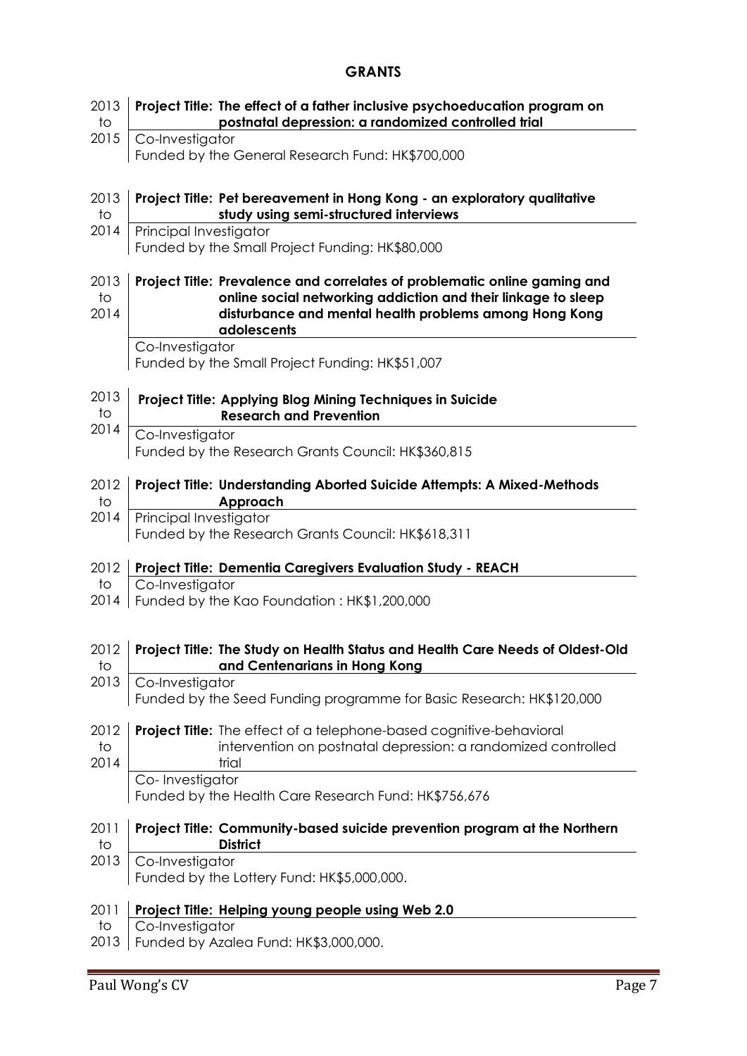## GRANTS

**2013 to 2015** | **Project Title: The effect of a father inclusive psychoeducation program on postnatal depression: a randomized controlled trial**
Co-Investigator
Funded by the General Research Fund: HK$700,000

**2013 to 2014** | **Project Title: Pet bereavement in Hong Kong - an exploratory qualitative study using semi-structured interviews**
Principal Investigator
Funded by the Small Project Funding: HK$80,000

**2013 to 2014** | **Project Title: Prevalence and correlates of problematic online gaming and online social networking addiction and their linkage to sleep disturbance and mental health problems among Hong Kong adolescents**
Co-Investigator
Funded by the Small Project Funding: HK$51,007

**2013 to 2014** | **Project Title: Applying Blog Mining Techniques in Suicide Research and Prevention**
Co-Investigator
Funded by the Research Grants Council: HK$360,815

**2012 to 2014** | **Project Title: Understanding Aborted Suicide Attempts: A Mixed-Methods Approach**
Principal Investigator
Funded by the Research Grants Council: HK$618,311

**2012 to 2014** | **Project Title: Dementia Caregivers Evaluation Study - REACH**
Co-Investigator
Funded by the Kao Foundation : HK$1,200,000

**2012 to 2013** | **Project Title: The Study on Health Status and Health Care Needs of Oldest-Old and Centenarians in Hong Kong**
Co-Investigator
Funded by the Seed Funding programme for Basic Research: HK$120,000

**2012 to 2014** | **Project Title:** The effect of a telephone-based cognitive-behavioral intervention on postnatal depression: a randomized controlled trial
Co- Investigator
Funded by the Health Care Research Fund: HK$756,676

**2011 to 2013** | **Project Title: Community-based suicide prevention program at the Northern District**
Co-Investigator
Funded by the Lottery Fund: HK$5,000,000.

**2011 to 2013** | **Project Title: Helping young people using Web 2.0**
Co-Investigator
Funded by Azalea Fund: HK$3,000,000.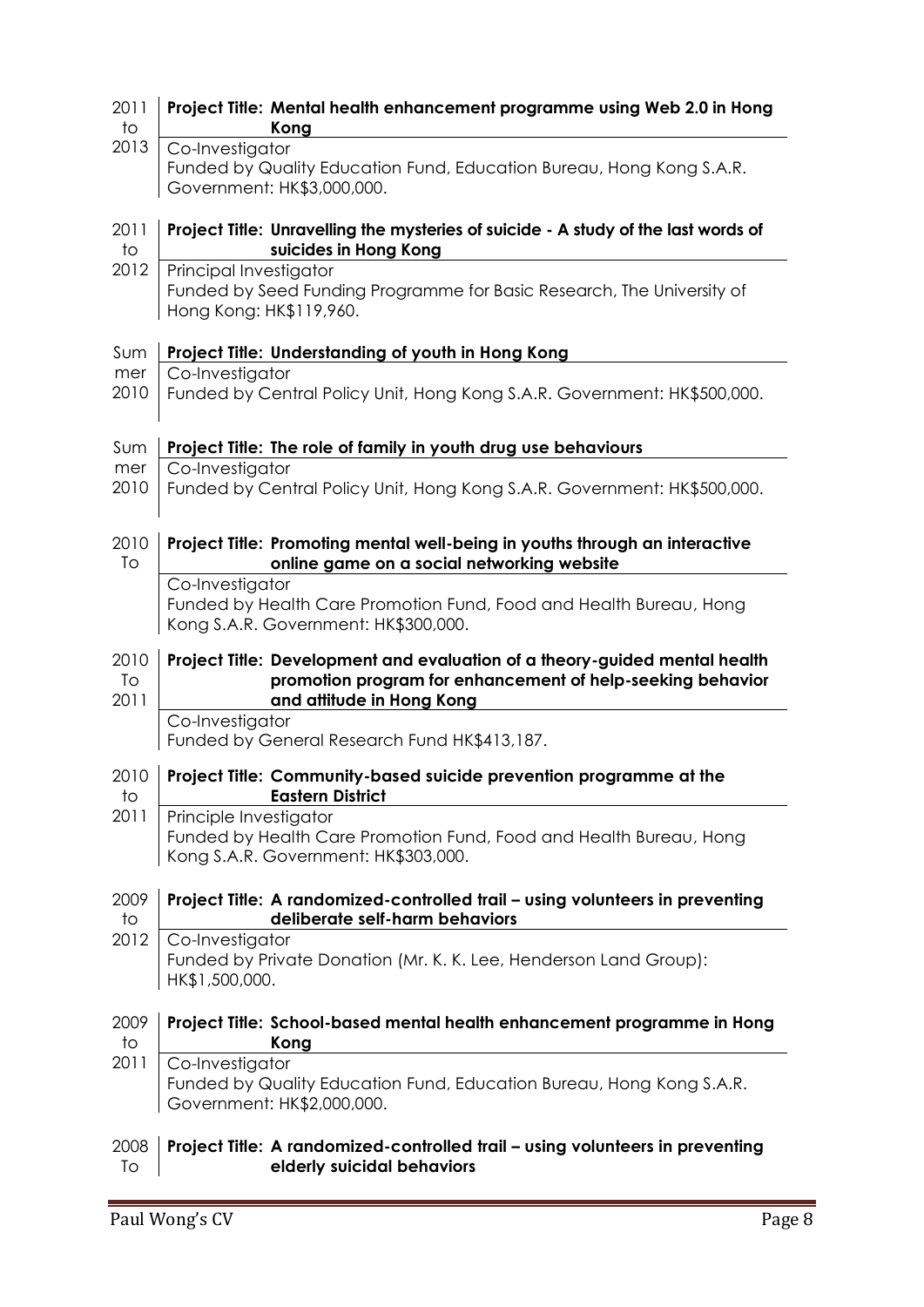2011 to 2013 | **Project Title: Mental health enhancement programme using Web 2.0 in Hong Kong**

Co-Investigator
Funded by Quality Education Fund, Education Bureau, Hong Kong S.A.R. Government: HK$3,000,000.

2011 to 2012 | **Project Title: Unravelling the mysteries of suicide - A study of the last words of suicides in Hong Kong**

Principal Investigator
Funded by Seed Funding Programme for Basic Research, The University of Hong Kong: HK$119,960.

Summer 2010 | **Project Title: Understanding of youth in Hong Kong**

Co-Investigator
Funded by Central Policy Unit, Hong Kong S.A.R. Government: HK$500,000.

Summer 2010 | **Project Title: The role of family in youth drug use behaviours**

Co-Investigator
Funded by Central Policy Unit, Hong Kong S.A.R. Government: HK$500,000.

2010 To | **Project Title: Promoting mental well-being in youths through an interactive online game on a social networking website**

Co-Investigator
Funded by Health Care Promotion Fund, Food and Health Bureau, Hong Kong S.A.R. Government: HK$300,000.

2010 To 2011 | **Project Title: Development and evaluation of a theory-guided mental health promotion program for enhancement of help-seeking behavior and attitude in Hong Kong**

Co-Investigator
Funded by General Research Fund HK$413,187.

2010 to 2011 | **Project Title: Community-based suicide prevention programme at the Eastern District**

Principle Investigator
Funded by Health Care Promotion Fund, Food and Health Bureau, Hong Kong S.A.R. Government: HK$303,000.

2009 to 2012 | **Project Title: A randomized-controlled trail – using volunteers in preventing deliberate self-harm behaviors**

Co-Investigator
Funded by Private Donation (Mr. K. K. Lee, Henderson Land Group): HK$1,500,000.

2009 to 2011 | **Project Title: School-based mental health enhancement programme in Hong Kong**

Co-Investigator
Funded by Quality Education Fund, Education Bureau, Hong Kong S.A.R. Government: HK$2,000,000.

2008 To | **Project Title: A randomized-controlled trail – using volunteers in preventing elderly suicidal behaviors**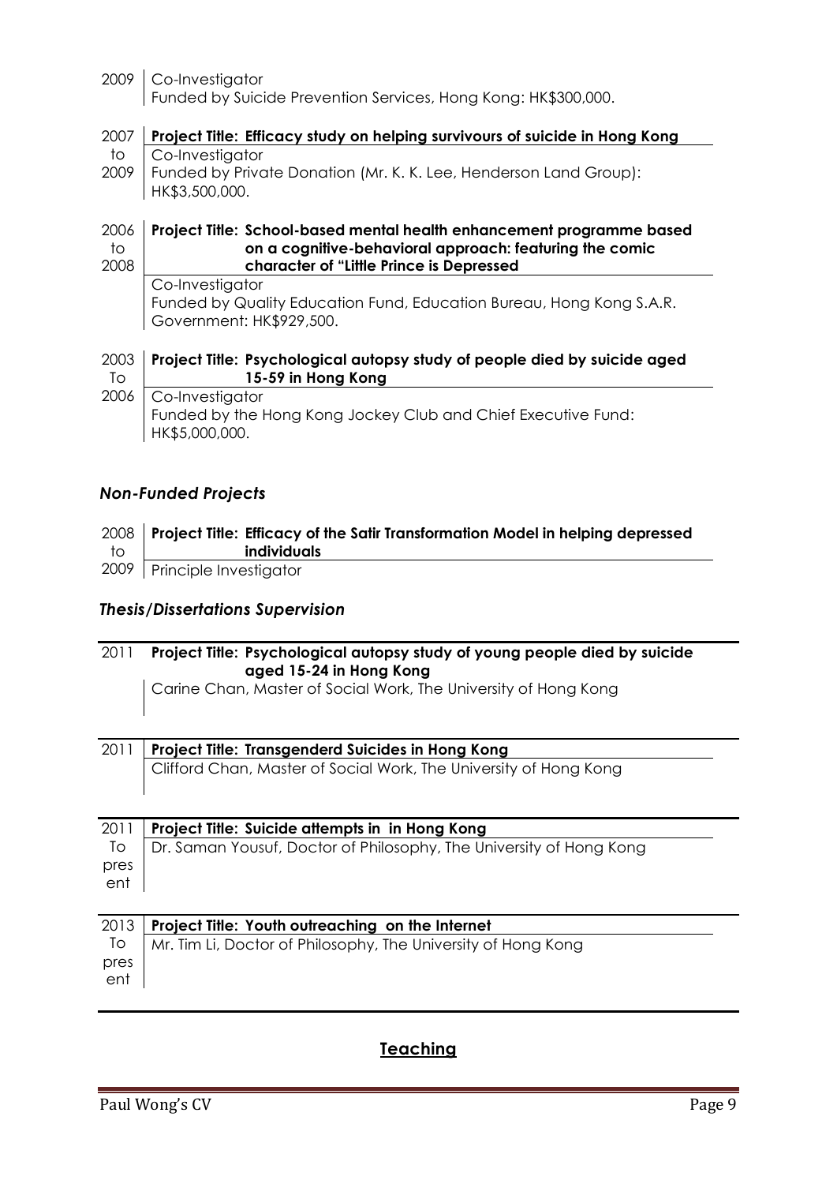2009 | Co-Investigator
Funded by Suicide Prevention Services, Hong Kong: HK$300,000.

2007 to 2009 | **Project Title: Efficacy study on helping survivours of suicide in Hong Kong**
Co-Investigator
Funded by Private Donation (Mr. K. K. Lee, Henderson Land Group): HK$3,500,000.

2006 to 2008 | **Project Title: School-based mental health enhancement programme based on a cognitive-behavioral approach: featuring the comic character of "Little Prince is Depressed**
Co-Investigator
Funded by Quality Education Fund, Education Bureau, Hong Kong S.A.R. Government: HK$929,500.

2003 To 2006 | **Project Title: Psychological autopsy study of people died by suicide aged 15-59 in Hong Kong**
Co-Investigator
Funded by the Hong Kong Jockey Club and Chief Executive Fund: HK$5,000,000.

### *Non-Funded Projects*

2008 to 2009 | **Project Title: Efficacy of the Satir Transformation Model in helping depressed individuals**
Principle Investigator

### *Thesis/Dissertations Supervision*

2011 | **Project Title: Psychological autopsy study of young people died by suicide aged 15-24 in Hong Kong**
Carine Chan, Master of Social Work, The University of Hong Kong

2011 | **Project Title: Transgenderd Suicides in Hong Kong**
Clifford Chan, Master of Social Work, The University of Hong Kong

2011 To present | **Project Title: Suicide attempts in in Hong Kong**
Dr. Saman Yousuf, Doctor of Philosophy, The University of Hong Kong

2013 To present | **Project Title: Youth outreaching on the Internet**
Mr. Tim Li, Doctor of Philosophy, The University of Hong Kong

## **Teaching**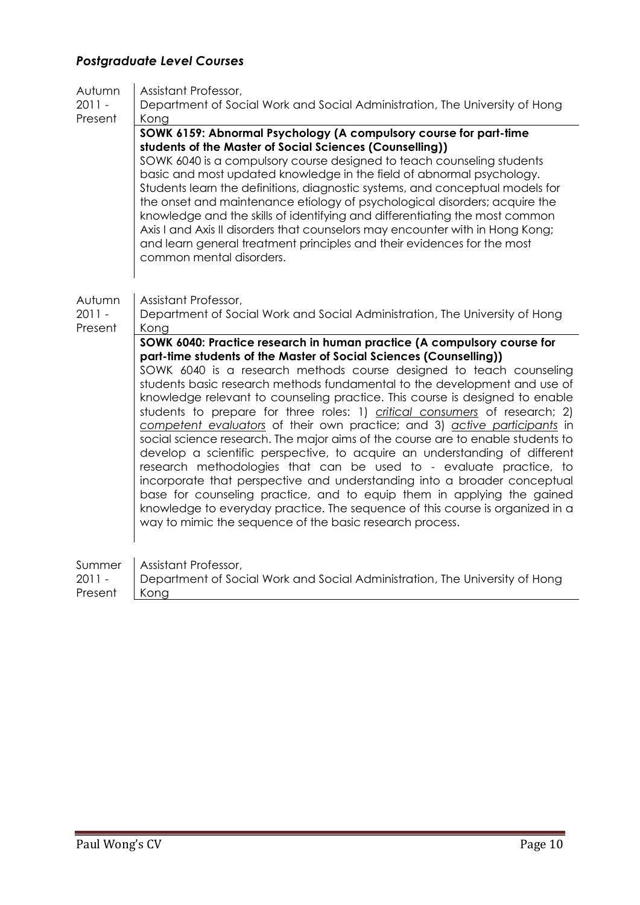### *Postgraduate Level Courses*

Autumn 2011 - Present

Assistant Professor,
Department of Social Work and Social Administration, The University of Hong Kong

**SOWK 6159: Abnormal Psychology (A compulsory course for part-time students of the Master of Social Sciences (Counselling))**

SOWK 6040 is a compulsory course designed to teach counseling students basic and most updated knowledge in the field of abnormal psychology. Students learn the definitions, diagnostic systems, and conceptual models for the onset and maintenance etiology of psychological disorders; acquire the knowledge and the skills of identifying and differentiating the most common Axis I and Axis II disorders that counselors may encounter with in Hong Kong; and learn general treatment principles and their evidences for the most common mental disorders.

Autumn 2011 - Present

Assistant Professor,
Department of Social Work and Social Administration, The University of Hong Kong

**SOWK 6040: Practice research in human practice (A compulsory course for part-time students of the Master of Social Sciences (Counselling))**

SOWK 6040 is a research methods course designed to teach counseling students basic research methods fundamental to the development and use of knowledge relevant to counseling practice. This course is designed to enable students to prepare for three roles: 1) *critical consumers* of research; 2) *competent evaluators* of their own practice; and 3) *active participants* in social science research. The major aims of the course are to enable students to develop a scientific perspective, to acquire an understanding of different research methodologies that can be used to - evaluate practice, to incorporate that perspective and understanding into a broader conceptual base for counseling practice, and to equip them in applying the gained knowledge to everyday practice. The sequence of this course is organized in a way to mimic the sequence of the basic research process.

Summer 2011 - Present

Assistant Professor,
Department of Social Work and Social Administration, The University of Hong Kong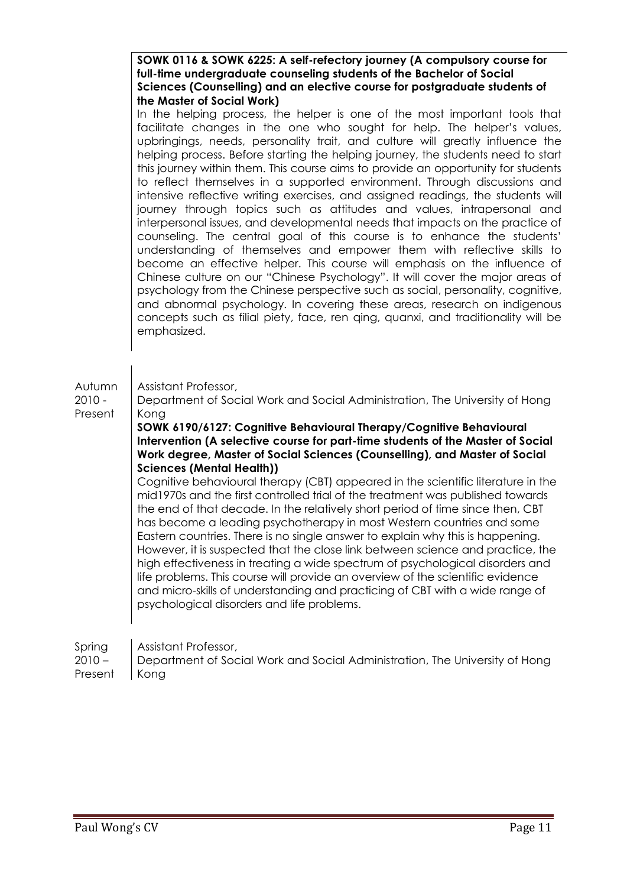**SOWK 0116 & SOWK 6225: A self-refectory journey (A compulsory course for full-time undergraduate counseling students of the Bachelor of Social Sciences (Counselling) and an elective course for postgraduate students of the Master of Social Work)**

In the helping process, the helper is one of the most important tools that facilitate changes in the one who sought for help. The helper's values, upbringings, needs, personality trait, and culture will greatly influence the helping process. Before starting the helping journey, the students need to start this journey within them. This course aims to provide an opportunity for students to reflect themselves in a supported environment. Through discussions and intensive reflective writing exercises, and assigned readings, the students will journey through topics such as attitudes and values, intrapersonal and interpersonal issues, and developmental needs that impacts on the practice of counseling. The central goal of this course is to enhance the students' understanding of themselves and empower them with reflective skills to become an effective helper. This course will emphasis on the influence of Chinese culture on our "Chinese Psychology". It will cover the major areas of psychology from the Chinese perspective such as social, personality, cognitive, and abnormal psychology. In covering these areas, research on indigenous concepts such as filial piety, face, ren qing, quanxi, and traditionality will be emphasized.

Autumn 2010 - Present

Assistant Professor,
Department of Social Work and Social Administration, The University of Hong Kong

**SOWK 6190/6127: Cognitive Behavioural Therapy/Cognitive Behavioural Intervention (A selective course for part-time students of the Master of Social Work degree, Master of Social Sciences (Counselling), and Master of Social Sciences (Mental Health))**

Cognitive behavioural therapy (CBT) appeared in the scientific literature in the mid1970s and the first controlled trial of the treatment was published towards the end of that decade. In the relatively short period of time since then, CBT has become a leading psychotherapy in most Western countries and some Eastern countries. There is no single answer to explain why this is happening. However, it is suspected that the close link between science and practice, the high effectiveness in treating a wide spectrum of psychological disorders and life problems. This course will provide an overview of the scientific evidence and micro-skills of understanding and practicing of CBT with a wide range of psychological disorders and life problems.

Spring 2010 – Present

Assistant Professor,
Department of Social Work and Social Administration, The University of Hong Kong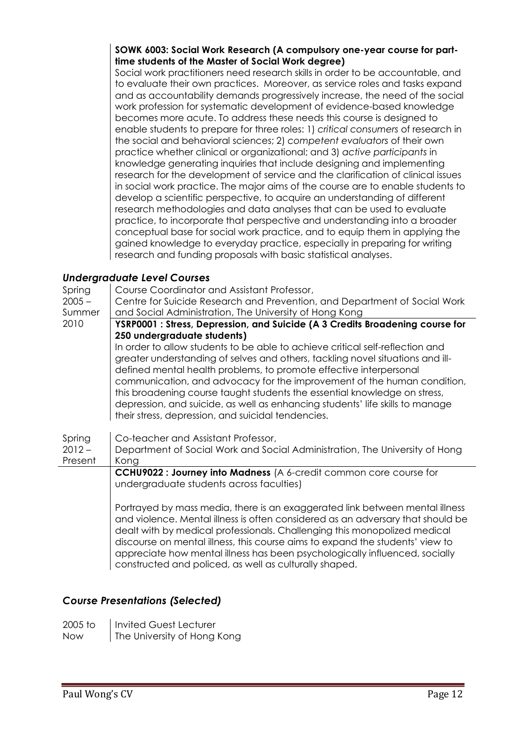**SOWK 6003: Social Work Research (A compulsory one-year course for part-time students of the Master of Social Work degree)**

Social work practitioners need research skills in order to be accountable, and to evaluate their own practices. Moreover, as service roles and tasks expand and as accountability demands progressively increase, the need of the social work profession for systematic development of evidence-based knowledge becomes more acute. To address these needs this course is designed to enable students to prepare for three roles: 1) *critical consumers* of research in the social and behavioral sciences; 2) *competent evaluators* of their own practice whether clinical or organizational; and 3) *active participants* in knowledge generating inquiries that include designing and implementing research for the development of service and the clarification of clinical issues in social work practice. The major aims of the course are to enable students to develop a scientific perspective, to acquire an understanding of different research methodologies and data analyses that can be used to evaluate practice, to incorporate that perspective and understanding into a broader conceptual base for social work practice, and to equip them in applying the gained knowledge to everyday practice, especially in preparing for writing research and funding proposals with basic statistical analyses.

### *Undergraduate Level Courses*

Spring 2005 – Summer 2010

Course Coordinator and Assistant Professor,
Centre for Suicide Research and Prevention, and Department of Social Work and Social Administration, The University of Hong Kong

**YSRP0001 : Stress, Depression, and Suicide (A 3 Credits Broadening course for 250 undergraduate students)**

In order to allow students to be able to achieve critical self-reflection and greater understanding of selves and others, tackling novel situations and ill-defined mental health problems, to promote effective interpersonal communication, and advocacy for the improvement of the human condition, this broadening course taught students the essential knowledge on stress, depression, and suicide, as well as enhancing students' life skills to manage their stress, depression, and suicidal tendencies.

Spring 2012 – Present

Co-teacher and Assistant Professor,
Department of Social Work and Social Administration, The University of Hong Kong

**CCHU9022 : Journey into Madness** (A 6-credit common core course for undergraduate students across faculties)

Portrayed by mass media, there is an exaggerated link between mental illness and violence. Mental illness is often considered as an adversary that should be dealt with by medical professionals. Challenging this monopolized medical discourse on mental illness, this course aims to expand the students' view to appreciate how mental illness has been psychologically influenced, socially constructed and policed, as well as culturally shaped.

## *Course Presentations (Selected)*

2005 to Now

Invited Guest Lecturer
The University of Hong Kong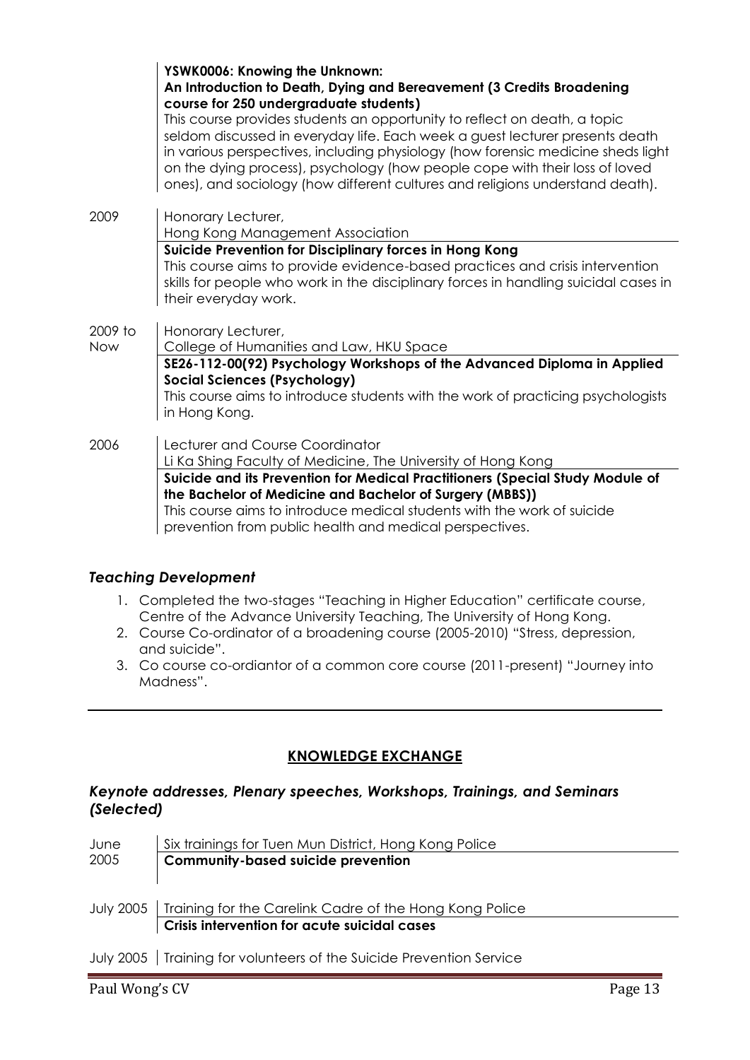| | |
|---|---|
| | **YSWK0006: Knowing the Unknown: An Introduction to Death, Dying and Bereavement (3 Credits Broadening course for 250 undergraduate students)** This course provides students an opportunity to reflect on death, a topic seldom discussed in everyday life. Each week a guest lecturer presents death in various perspectives, including physiology (how forensic medicine sheds light on the dying process), psychology (how people cope with their loss of loved ones), and sociology (how different cultures and religions understand death). |
| 2009 | Honorary Lecturer, Hong Kong Management Association<br>**Suicide Prevention for Disciplinary forces in Hong Kong** This course aims to provide evidence-based practices and crisis intervention skills for people who work in the disciplinary forces in handling suicidal cases in their everyday work. |
| 2009 to Now | Honorary Lecturer, College of Humanities and Law, HKU Space<br>**SE26-112-00(92) Psychology Workshops of the Advanced Diploma in Applied Social Sciences (Psychology)** This course aims to introduce students with the work of practicing psychologists in Hong Kong. |
| 2006 | Lecturer and Course Coordinator Li Ka Shing Faculty of Medicine, The University of Hong Kong<br>**Suicide and its Prevention for Medical Practitioners (Special Study Module of the Bachelor of Medicine and Bachelor of Surgery (MBBS))** This course aims to introduce medical students with the work of suicide prevention from public health and medical perspectives. |

### *Teaching Development*

1. Completed the two-stages "Teaching in Higher Education" certificate course, Centre of the Advance University Teaching, The University of Hong Kong.
2. Course Co-ordinator of a broadening course (2005-2010) "Stress, depression, and suicide".
3. Co course co-ordiantor of a common core course (2011-present) "Journey into Madness".

## KNOWLEDGE EXCHANGE

### *Keynote addresses, Plenary speeches, Workshops, Trainings, and Seminars (Selected)*

| | |
|---|---|
| June 2005 | Six trainings for Tuen Mun District, Hong Kong Police<br>**Community-based suicide prevention** |
| July 2005 | Training for the Carelink Cadre of the Hong Kong Police<br>**Crisis intervention for acute suicidal cases** |
| July 2005 | Training for volunteers of the Suicide Prevention Service |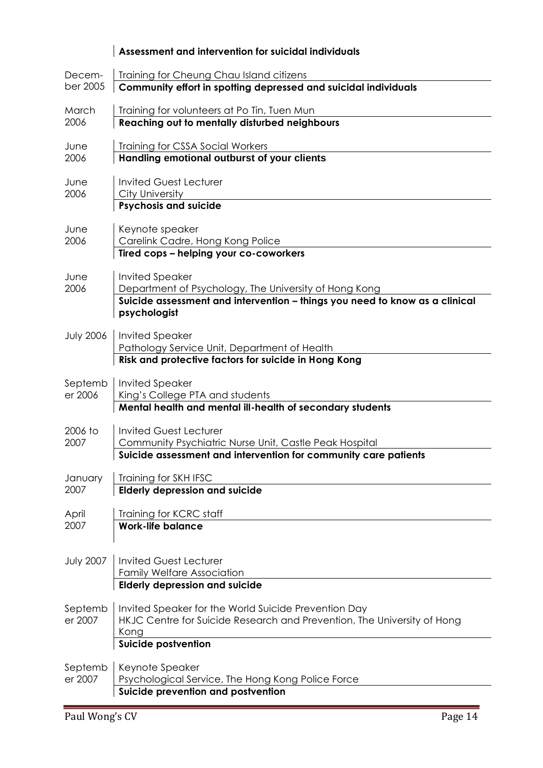| | |
|---|---|
| | **Assessment and intervention for suicidal individuals** |
| December 2005 | Training for Cheung Chau Island citizens<br>**Community effort in spotting depressed and suicidal individuals** |
| March 2006 | Training for volunteers at Po Tin, Tuen Mun<br>**Reaching out to mentally disturbed neighbours** |
| June 2006 | Training for CSSA Social Workers<br>**Handling emotional outburst of your clients** |
| June 2006 | Invited Guest Lecturer<br>City University<br>**Psychosis and suicide** |
| June 2006 | Keynote speaker<br>Carelink Cadre, Hong Kong Police<br>**Tired cops – helping your co-coworkers** |
| June 2006 | Invited Speaker<br>Department of Psychology, The University of Hong Kong<br>**Suicide assessment and intervention – things you need to know as a clinical psychologist** |
| July 2006 | Invited Speaker<br>Pathology Service Unit, Department of Health<br>**Risk and protective factors for suicide in Hong Kong** |
| September 2006 | Invited Speaker<br>King's College PTA and students<br>**Mental health and mental ill-health of secondary students** |
| 2006 to 2007 | Invited Guest Lecturer<br>Community Psychiatric Nurse Unit, Castle Peak Hospital<br>**Suicide assessment and intervention for community care patients** |
| January 2007 | Training for SKH IFSC<br>**Elderly depression and suicide** |
| April 2007 | Training for KCRC staff<br>**Work-life balance** |
| July 2007 | Invited Guest Lecturer<br>Family Welfare Association<br>**Elderly depression and suicide** |
| September 2007 | Invited Speaker for the World Suicide Prevention Day<br>HKJC Centre for Suicide Research and Prevention, The University of Hong Kong<br>**Suicide postvention** |
| September 2007 | Keynote Speaker<br>Psychological Service, The Hong Kong Police Force<br>**Suicide prevention and postvention** |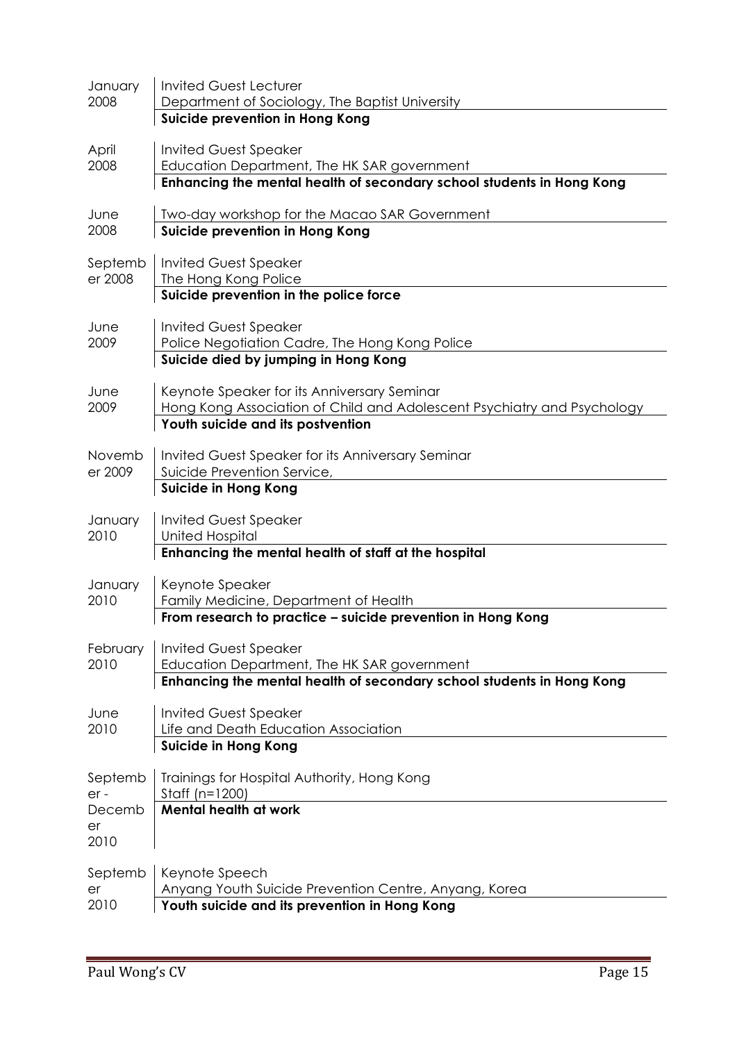| | |
|---|---|
| January 2008 | Invited Guest Lecturer<br>Department of Sociology, The Baptist University<br>**Suicide prevention in Hong Kong** |
| April 2008 | Invited Guest Speaker<br>Education Department, The HK SAR government<br>**Enhancing the mental health of secondary school students in Hong Kong** |
| June 2008 | Two-day workshop for the Macao SAR Government<br>**Suicide prevention in Hong Kong** |
| September 2008 | Invited Guest Speaker<br>The Hong Kong Police<br>**Suicide prevention in the police force** |
| June 2009 | Invited Guest Speaker<br>Police Negotiation Cadre, The Hong Kong Police<br>**Suicide died by jumping in Hong Kong** |
| June 2009 | Keynote Speaker for its Anniversary Seminar<br>Hong Kong Association of Child and Adolescent Psychiatry and Psychology<br>**Youth suicide and its postvention** |
| November 2009 | Invited Guest Speaker for its Anniversary Seminar<br>Suicide Prevention Service,<br>**Suicide in Hong Kong** |
| January 2010 | Invited Guest Speaker<br>United Hospital<br>**Enhancing the mental health of staff at the hospital** |
| January 2010 | Keynote Speaker<br>Family Medicine, Department of Health<br>**From research to practice – suicide prevention in Hong Kong** |
| February 2010 | Invited Guest Speaker<br>Education Department, The HK SAR government<br>**Enhancing the mental health of secondary school students in Hong Kong** |
| June 2010 | Invited Guest Speaker<br>Life and Death Education Association<br>**Suicide in Hong Kong** |
| September - December 2010 | Trainings for Hospital Authority, Hong Kong<br>Staff (n=1200)<br>**Mental health at work** |
| September 2010 | Keynote Speech<br>Anyang Youth Suicide Prevention Centre, Anyang, Korea<br>**Youth suicide and its prevention in Hong Kong** |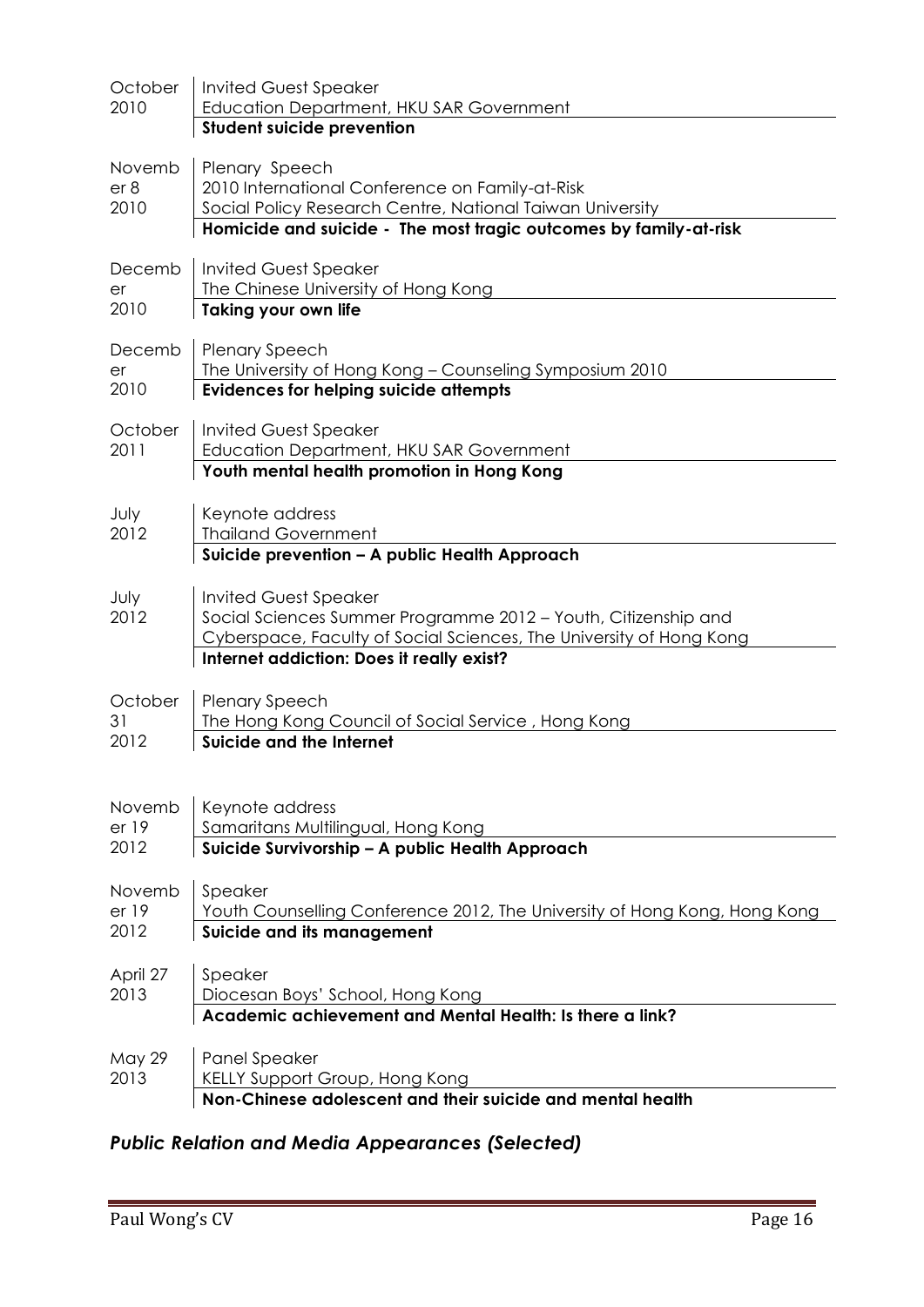| | |
|---|---|
| October 2010 | Invited Guest Speaker<br>Education Department, HKU SAR Government<br>**Student suicide prevention** |
| November 8 2010 | Plenary Speech<br>2010 International Conference on Family-at-Risk<br>Social Policy Research Centre, National Taiwan University<br>**Homicide and suicide - The most tragic outcomes by family-at-risk** |
| December 2010 | Invited Guest Speaker<br>The Chinese University of Hong Kong<br>**Taking your own life** |
| December 2010 | Plenary Speech<br>The University of Hong Kong – Counseling Symposium 2010<br>**Evidences for helping suicide attempts** |
| October 2011 | Invited Guest Speaker<br>Education Department, HKU SAR Government<br>**Youth mental health promotion in Hong Kong** |
| July 2012 | Keynote address<br>Thailand Government<br>**Suicide prevention – A public Health Approach** |
| July 2012 | Invited Guest Speaker<br>Social Sciences Summer Programme 2012 – Youth, Citizenship and Cyberspace, Faculty of Social Sciences, The University of Hong Kong<br>**Internet addiction: Does it really exist?** |
| October 31 2012 | Plenary Speech<br>The Hong Kong Council of Social Service , Hong Kong<br>**Suicide and the Internet** |
| November 19 2012 | Keynote address<br>Samaritans Multilingual, Hong Kong<br>**Suicide Survivorship – A public Health Approach** |
| November 19 2012 | Speaker<br>Youth Counselling Conference 2012, The University of Hong Kong, Hong Kong<br>**Suicide and its management** |
| April 27 2013 | Speaker<br>Diocesan Boys' School, Hong Kong<br>**Academic achievement and Mental Health: Is there a link?** |
| May 29 2013 | Panel Speaker<br>KELLY Support Group, Hong Kong<br>**Non-Chinese adolescent and their suicide and mental health** |

### *Public Relation and Media Appearances (Selected)*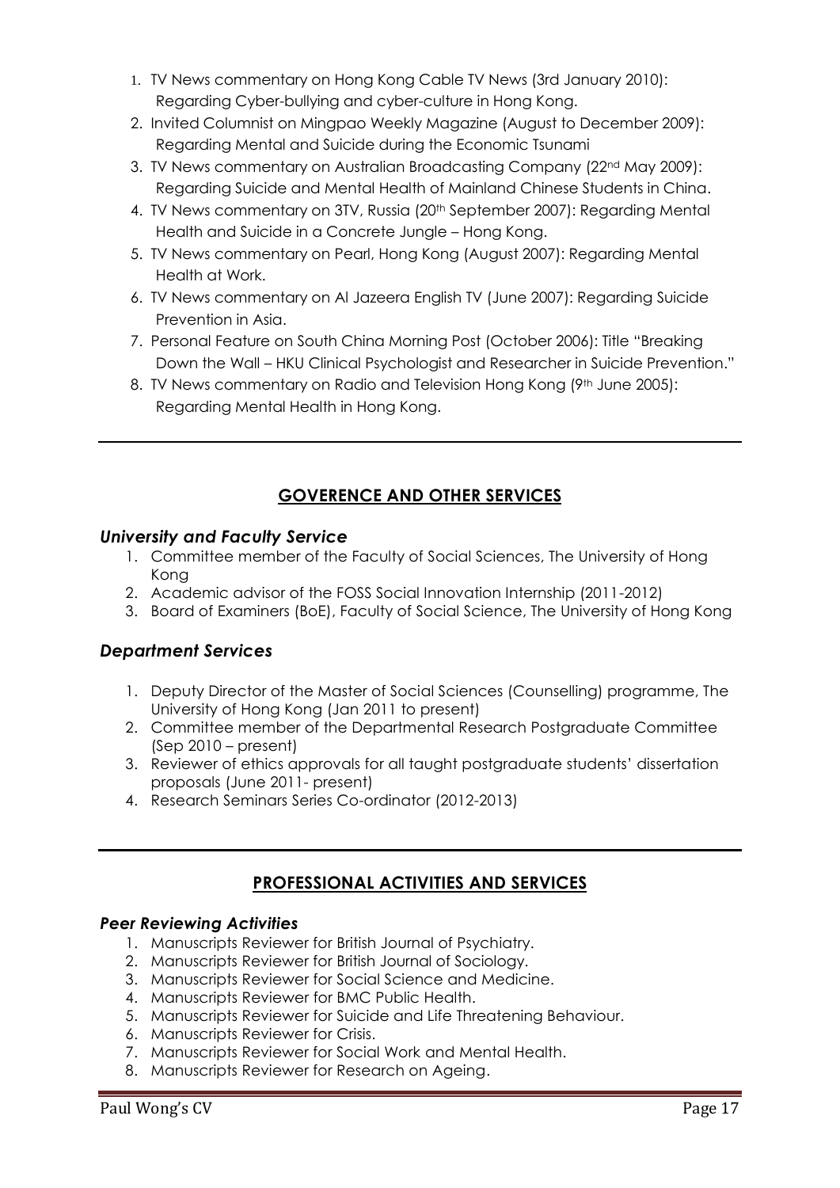1. TV News commentary on Hong Kong Cable TV News (3rd January 2010): Regarding Cyber-bullying and cyber-culture in Hong Kong.
2. Invited Columnist on Mingpao Weekly Magazine (August to December 2009): Regarding Mental and Suicide during the Economic Tsunami
3. TV News commentary on Australian Broadcasting Company (22nd May 2009): Regarding Suicide and Mental Health of Mainland Chinese Students in China.
4. TV News commentary on 3TV, Russia (20th September 2007): Regarding Mental Health and Suicide in a Concrete Jungle – Hong Kong.
5. TV News commentary on Pearl, Hong Kong (August 2007): Regarding Mental Health at Work.
6. TV News commentary on Al Jazeera English TV (June 2007): Regarding Suicide Prevention in Asia.
7. Personal Feature on South China Morning Post (October 2006): Title "Breaking Down the Wall – HKU Clinical Psychologist and Researcher in Suicide Prevention."
8. TV News commentary on Radio and Television Hong Kong (9th June 2005): Regarding Mental Health in Hong Kong.

---

## GOVERENCE AND OTHER SERVICES

### *University and Faculty Service*

1. Committee member of the Faculty of Social Sciences, The University of Hong Kong
2. Academic advisor of the FOSS Social Innovation Internship (2011-2012)
3. Board of Examiners (BoE), Faculty of Social Science, The University of Hong Kong

### *Department Services*

1. Deputy Director of the Master of Social Sciences (Counselling) programme, The University of Hong Kong (Jan 2011 to present)
2. Committee member of the Departmental Research Postgraduate Committee (Sep 2010 – present)
3. Reviewer of ethics approvals for all taught postgraduate students' dissertation proposals (June 2011- present)
4. Research Seminars Series Co-ordinator (2012-2013)

---

## PROFESSIONAL ACTIVITIES AND SERVICES

### *Peer Reviewing Activities*

1. Manuscripts Reviewer for British Journal of Psychiatry.
2. Manuscripts Reviewer for British Journal of Sociology.
3. Manuscripts Reviewer for Social Science and Medicine.
4. Manuscripts Reviewer for BMC Public Health.
5. Manuscripts Reviewer for Suicide and Life Threatening Behaviour.
6. Manuscripts Reviewer for Crisis.
7. Manuscripts Reviewer for Social Work and Mental Health.
8. Manuscripts Reviewer for Research on Ageing.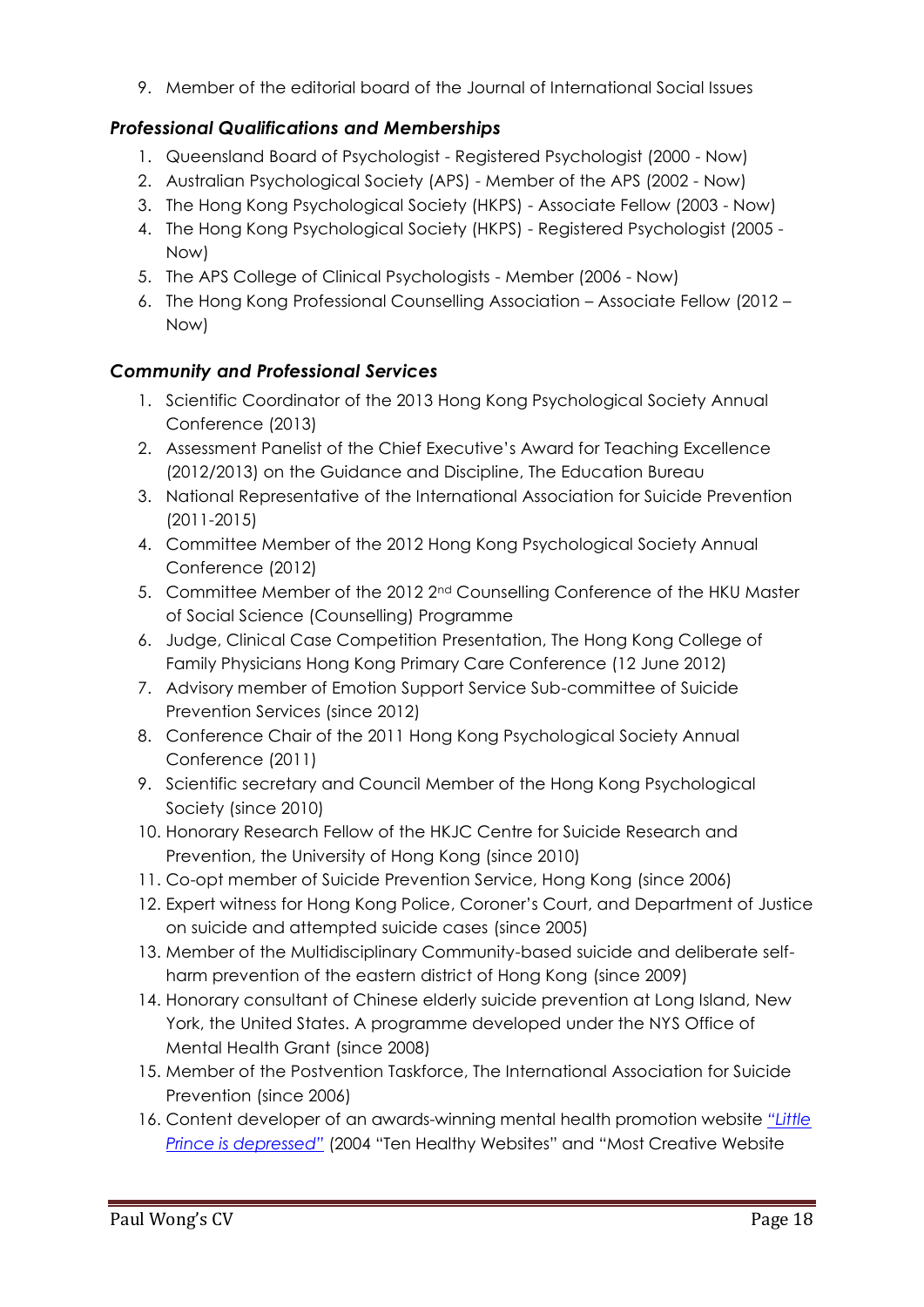9. Member of the editorial board of the Journal of International Social Issues

### *Professional Qualifications and Memberships*

1. Queensland Board of Psychologist - Registered Psychologist (2000 - Now)
2. Australian Psychological Society (APS) - Member of the APS (2002 - Now)
3. The Hong Kong Psychological Society (HKPS) - Associate Fellow (2003 - Now)
4. The Hong Kong Psychological Society (HKPS) - Registered Psychologist (2005 - Now)
5. The APS College of Clinical Psychologists - Member (2006 - Now)
6. The Hong Kong Professional Counselling Association – Associate Fellow (2012 – Now)

### *Community and Professional Services*

1. Scientific Coordinator of the 2013 Hong Kong Psychological Society Annual Conference (2013)
2. Assessment Panelist of the Chief Executive's Award for Teaching Excellence (2012/2013) on the Guidance and Discipline, The Education Bureau
3. National Representative of the International Association for Suicide Prevention (2011-2015)
4. Committee Member of the 2012 Hong Kong Psychological Society Annual Conference (2012)
5. Committee Member of the 2012 2nd Counselling Conference of the HKU Master of Social Science (Counselling) Programme
6. Judge, Clinical Case Competition Presentation, The Hong Kong College of Family Physicians Hong Kong Primary Care Conference (12 June 2012)
7. Advisory member of Emotion Support Service Sub-committee of Suicide Prevention Services (since 2012)
8. Conference Chair of the 2011 Hong Kong Psychological Society Annual Conference (2011)
9. Scientific secretary and Council Member of the Hong Kong Psychological Society (since 2010)
10. Honorary Research Fellow of the HKJC Centre for Suicide Research and Prevention, the University of Hong Kong (since 2010)
11. Co-opt member of Suicide Prevention Service, Hong Kong (since 2006)
12. Expert witness for Hong Kong Police, Coroner's Court, and Department of Justice on suicide and attempted suicide cases (since 2005)
13. Member of the Multidisciplinary Community-based suicide and deliberate self-harm prevention of the eastern district of Hong Kong (since 2009)
14. Honorary consultant of Chinese elderly suicide prevention at Long Island, New York, the United States. A programme developed under the NYS Office of Mental Health Grant (since 2008)
15. Member of the Postvention Taskforce, The International Association for Suicide Prevention (since 2006)
16. Content developer of an awards-winning mental health promotion website *"Little Prince is depressed"* (2004 "Ten Healthy Websites" and "Most Creative Website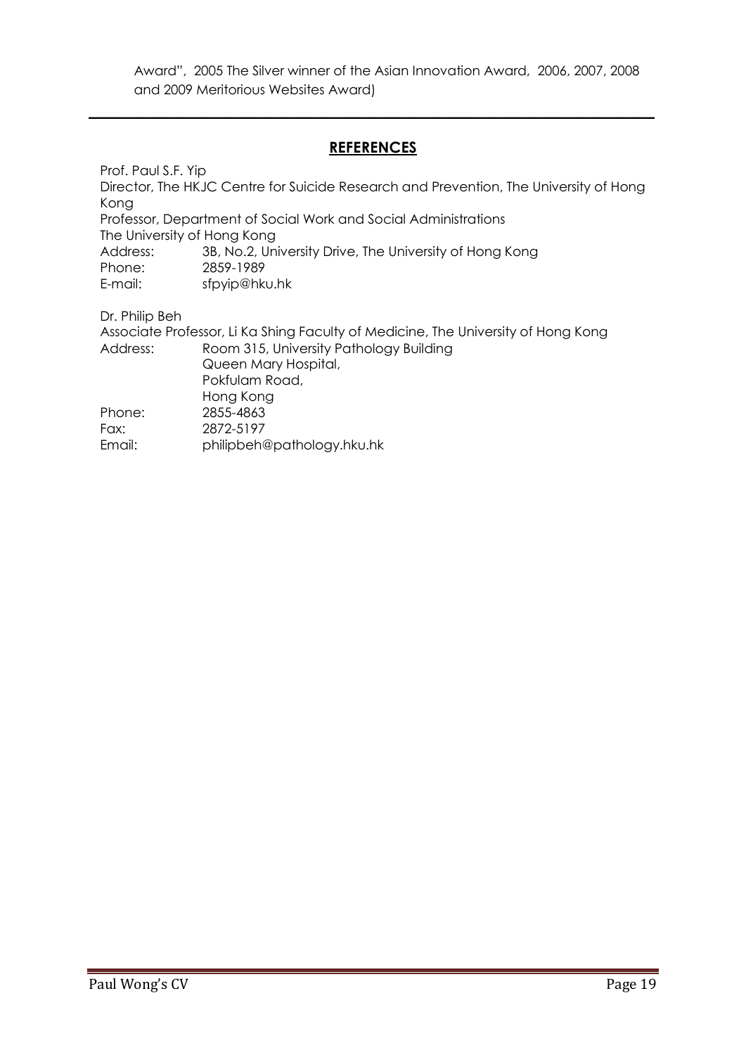Award", 2005 The Silver winner of the Asian Innovation Award, 2006, 2007, 2008 and 2009 Meritorious Websites Award)

---

## REFERENCES

Prof. Paul S.F. Yip
Director, The HKJC Centre for Suicide Research and Prevention, The University of Hong Kong
Professor, Department of Social Work and Social Administrations
The University of Hong Kong

| | |
|---|---|
| Address: | 3B, No.2, University Drive, The University of Hong Kong |
| Phone: | 2859-1989 |
| E-mail: | sfpyip@hku.hk |

Dr. Philip Beh
Associate Professor, Li Ka Shing Faculty of Medicine, The University of Hong Kong

| | |
|---|---|
| Address: | Room 315, University Pathology Building<br>Queen Mary Hospital,<br>Pokfulam Road,<br>Hong Kong |
| Phone: | 2855-4863 |
| Fax: | 2872-5197 |
| Email: | philipbeh@pathology.hku.hk |